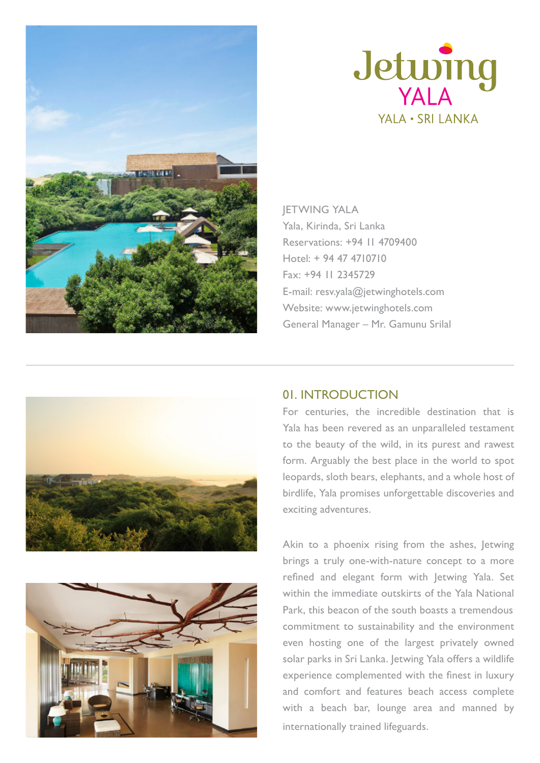# Jetwing YALA

YALA • SRI LANKA

JETWING YALA
Yala, Kirinda, Sri Lanka
Reservations: +94 11 4709400
Hotel: + 94 47 4710710
Fax: +94 11 2345729
E-mail: resv.yala@jetwinghotels.com
Website: www.jetwinghotels.com
General Manager – Mr. Gamunu Srilal

## 01. INTRODUCTION

For centuries, the incredible destination that is Yala has been revered as an unparalleled testament to the beauty of the wild, in its purest and rawest form. Arguably the best place in the world to spot leopards, sloth bears, elephants, and a whole host of birdlife, Yala promises unforgettable discoveries and exciting adventures.

Akin to a phoenix rising from the ashes, Jetwing brings a truly one-with-nature concept to a more refined and elegant form with Jetwing Yala. Set within the immediate outskirts of the Yala National Park, this beacon of the south boasts a tremendous commitment to sustainability and the environment even hosting one of the largest privately owned solar parks in Sri Lanka. Jetwing Yala offers a wildlife experience complemented with the finest in luxury and comfort and features beach access complete with a beach bar, lounge area and manned by internationally trained lifeguards.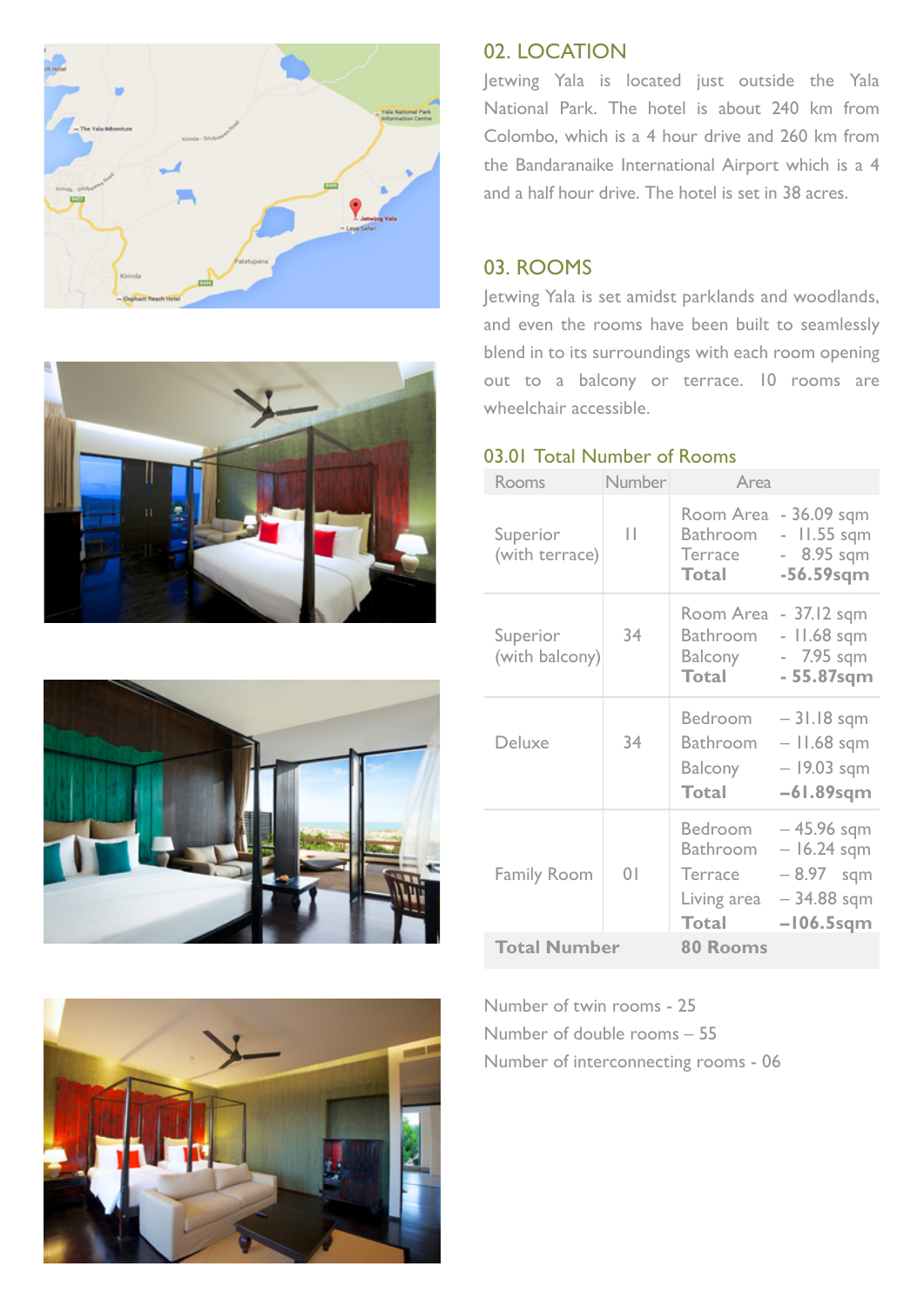## 02. LOCATION

Jetwing Yala is located just outside the Yala National Park. The hotel is about 240 km from Colombo, which is a 4 hour drive and 260 km from the Bandaranaike International Airport which is a 4 and a half hour drive. The hotel is set in 38 acres.

## 03. ROOMS

Jetwing Yala is set amidst parklands and woodlands, and even the rooms have been built to seamlessly blend in to its surroundings with each room opening out to a balcony or terrace. 10 rooms are wheelchair accessible.

### 03.01 Total Number of Rooms

| Rooms | Number | Area |
|---|---|---|
| Superior (with terrace) | 11 | Room Area - 36.09 sqm<br>Bathroom - 11.55 sqm<br>Terrace - 8.95 sqm<br>**Total -56.59sqm** |
| Superior (with balcony) | 34 | Room Area - 37.12 sqm<br>Bathroom - 11.68 sqm<br>Balcony - 7.95 sqm<br>**Total - 55.87sqm** |
| Deluxe | 34 | Bedroom – 31.18 sqm<br>Bathroom – 11.68 sqm<br>Balcony – 19.03 sqm<br>**Total –61.89sqm** |
| Family Room | 01 | Bedroom – 45.96 sqm<br>Bathroom – 16.24 sqm<br>Terrace – 8.97 sqm<br>Living area – 34.88 sqm<br>**Total –106.5sqm** |
| **Total Number** | | **80 Rooms** |

Number of twin rooms - 25

Number of double rooms – 55

Number of interconnecting rooms - 06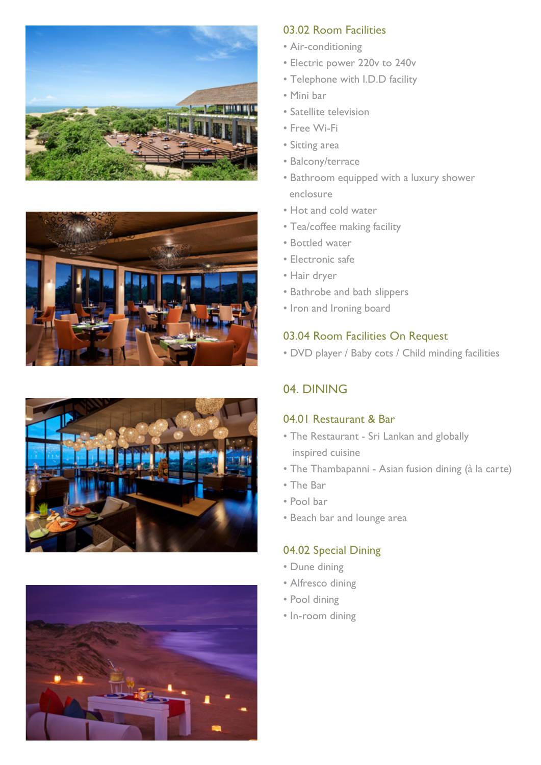### 03.02 Room Facilities

- Air-conditioning
- Electric power 220v to 240v
- Telephone with I.D.D facility
- Mini bar
- Satellite television
- Free Wi-Fi
- Sitting area
- Balcony/terrace
- Bathroom equipped with a luxury shower enclosure
- Hot and cold water
- Tea/coffee making facility
- Bottled water
- Electronic safe
- Hair dryer
- Bathrobe and bath slippers
- Iron and Ironing board

### 03.04 Room Facilities On Request

- DVD player / Baby cots / Child minding facilities

## 04. DINING

### 04.01 Restaurant & Bar

- The Restaurant - Sri Lankan and globally inspired cuisine
- The Thambapanni - Asian fusion dining (à la carte)
- The Bar
- Pool bar
- Beach bar and lounge area

### 04.02 Special Dining

- Dune dining
- Alfresco dining
- Pool dining
- In-room dining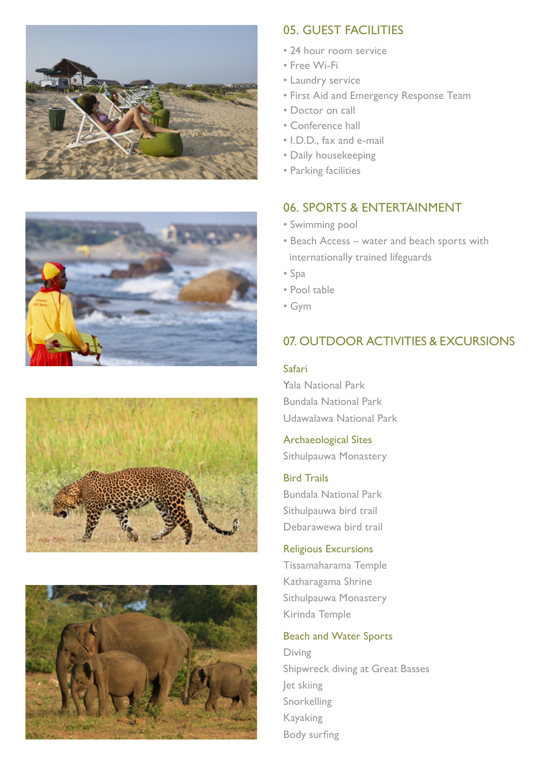## 05. GUEST FACILITIES

- 24 hour room service
- Free Wi-Fi
- Laundry service
- First Aid and Emergency Response Team
- Doctor on call
- Conference hall
- I.D.D., fax and e-mail
- Daily housekeeping
- Parking facilities

## 06. SPORTS & ENTERTAINMENT

- Swimming pool
- Beach Access – water and beach sports with internationally trained lifeguards
- Spa
- Pool table
- Gym

## 07. OUTDOOR ACTIVITIES & EXCURSIONS

### Safari

Yala National Park
Bundala National Park
Udawalawa National Park

### Archaeological Sites

Sithulpauwa Monastery

### Bird Trails

Bundala National Park
Sithulpauwa bird trail
Debarawewa bird trail

### Religious Excursions

Tissamaharama Temple
Katharagama Shrine
Sithulpauwa Monastery
Kirinda Temple

### Beach and Water Sports

Diving
Shipwreck diving at Great Basses
Jet skiing
Snorkelling
Kayaking
Body surfing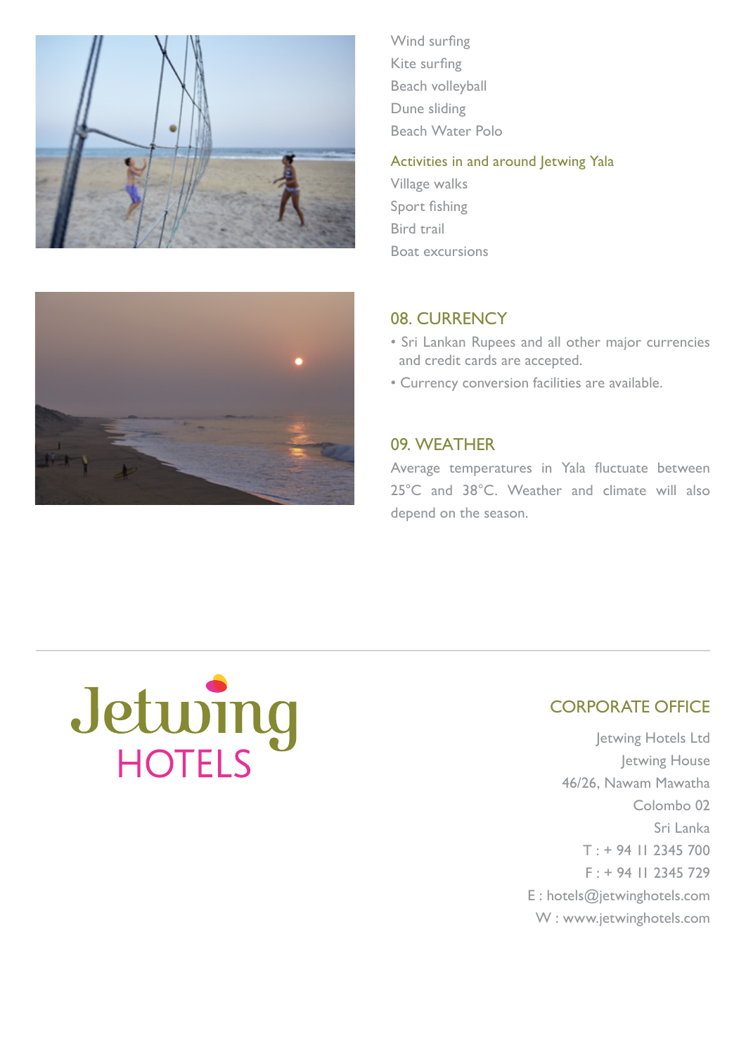Wind surfing
Kite surfing
Beach volleyball
Dune sliding
Beach Water Polo

### Activities in and around Jetwing Yala

Village walks
Sport fishing
Bird trail
Boat excursions

## 08. CURRENCY

- Sri Lankan Rupees and all other major currencies and credit cards are accepted.
- Currency conversion facilities are available.

## 09. WEATHER

Average temperatures in Yala fluctuate between 25°C and 38°C. Weather and climate will also depend on the season.

Jetwing HOTELS

### CORPORATE OFFICE

Jetwing Hotels Ltd
Jetwing House
46/26, Nawam Mawatha
Colombo 02
Sri Lanka
T : + 94 11 2345 700
F : + 94 11 2345 729
E : hotels@jetwinghotels.com
W : www.jetwinghotels.com